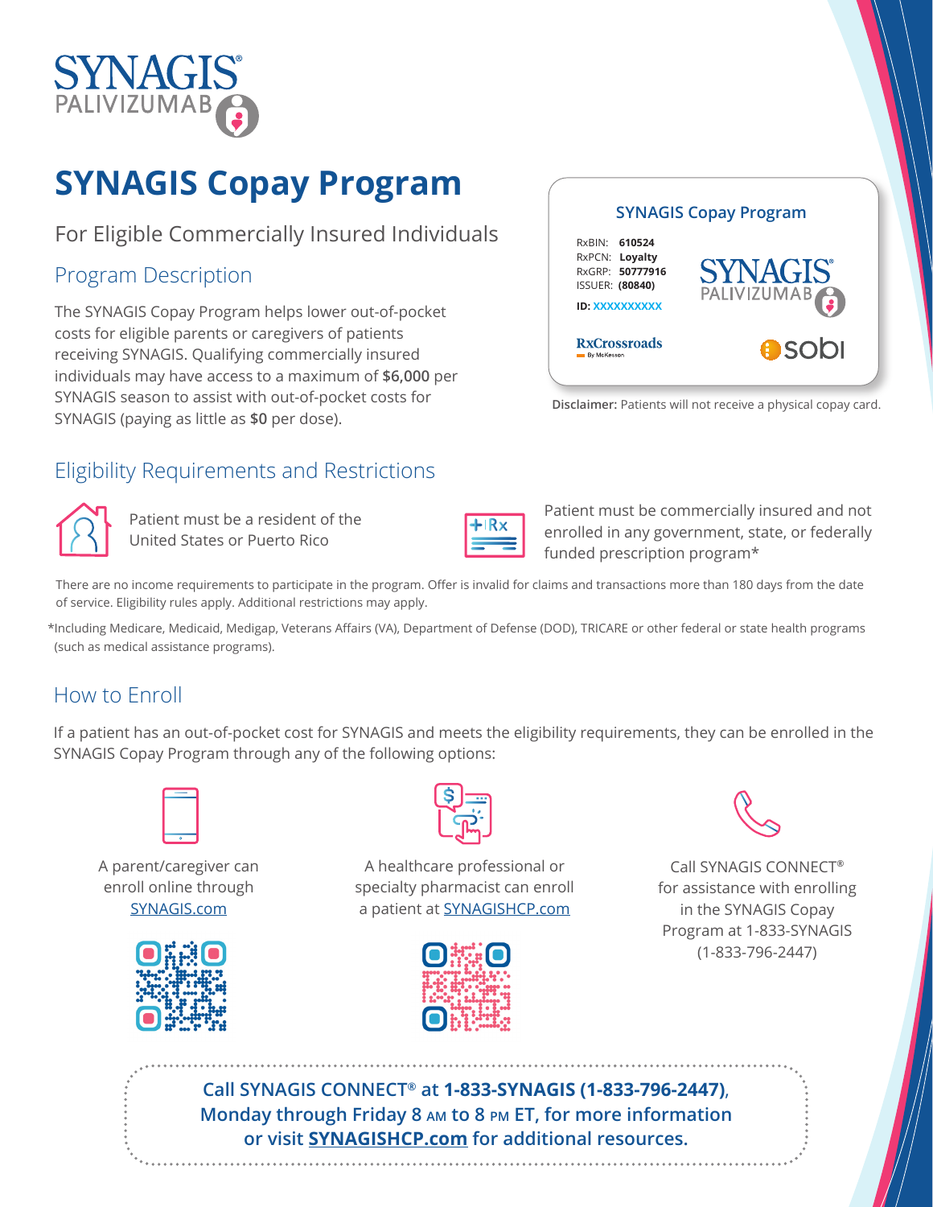# SYNAGIS Copay Program

## For Eligible Commercially Insured Individuals

### Program Description

The SYNAGIS Copay Program helps lower out-of-pocket costs for eligible parents or caregivers of patients receiving SYNAGIS. Qualifying commercially insured individuals may have access to a maximum of **$6,000** per SYNAGIS season to assist with out-of-pocket costs for SYNAGIS (paying as little as **$0** per dose).

**SYNAGIS Copay Program**

RxBIN: **610524**
RxPCN: **Loyalty**
RxGRP: **50777916**
ISSUER: **(80840)**
**ID: XXXXXXXXXX**

RxCrossroads By McKesson

sobi

**Disclaimer:** Patients will not receive a physical copay card.

### Eligibility Requirements and Restrictions

- Patient must be a resident of the United States or Puerto Rico
- Patient must be commercially insured and not enrolled in any government, state, or federally funded prescription program*

There are no income requirements to participate in the program. Offer is invalid for claims and transactions more than 180 days from the date of service. Eligibility rules apply. Additional restrictions may apply.

*Including Medicare, Medicaid, Medigap, Veterans Affairs (VA), Department of Defense (DOD), TRICARE or other federal or state health programs (such as medical assistance programs).

### How to Enroll

If a patient has an out-of-pocket cost for SYNAGIS and meets the eligibility requirements, they can be enrolled in the SYNAGIS Copay Program through any of the following options:

- A parent/caregiver can enroll online through SYNAGIS.com
- A healthcare professional or specialty pharmacist can enroll a patient at SYNAGISHCP.com
- Call SYNAGIS CONNECT® for assistance with enrolling in the SYNAGIS Copay Program at 1-833-SYNAGIS (1-833-796-2447)

**Call SYNAGIS CONNECT® at 1-833-SYNAGIS (1-833-796-2447), Monday through Friday 8 AM to 8 PM ET, for more information or visit SYNAGISHCP.com for additional resources.**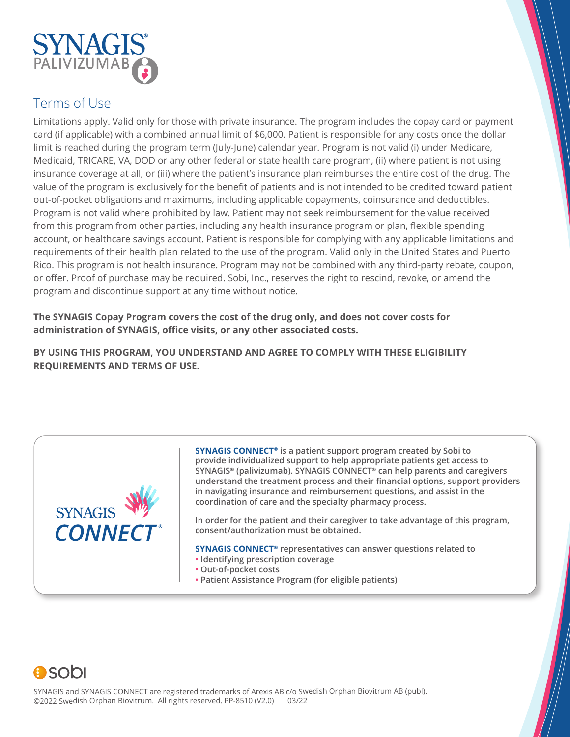# SYNAGIS® PALIVIZUMAB

## Terms of Use

Limitations apply. Valid only for those with private insurance. The program includes the copay card or payment card (if applicable) with a combined annual limit of $6,000. Patient is responsible for any costs once the dollar limit is reached during the program term (July-June) calendar year. Program is not valid (i) under Medicare, Medicaid, TRICARE, VA, DOD or any other federal or state health care program, (ii) where patient is not using insurance coverage at all, or (iii) where the patient's insurance plan reimburses the entire cost of the drug. The value of the program is exclusively for the benefit of patients and is not intended to be credited toward patient out-of-pocket obligations and maximums, including applicable copayments, coinsurance and deductibles. Program is not valid where prohibited by law. Patient may not seek reimbursement for the value received from this program from other parties, including any health insurance program or plan, flexible spending account, or healthcare savings account. Patient is responsible for complying with any applicable limitations and requirements of their health plan related to the use of the program. Valid only in the United States and Puerto Rico. This program is not health insurance. Program may not be combined with any third-party rebate, coupon, or offer. Proof of purchase may be required. Sobi, Inc., reserves the right to rescind, revoke, or amend the program and discontinue support at any time without notice.

**The SYNAGIS Copay Program covers the cost of the drug only, and does not cover costs for administration of SYNAGIS, office visits, or any other associated costs.**

**BY USING THIS PROGRAM, YOU UNDERSTAND AND AGREE TO COMPLY WITH THESE ELIGIBILITY REQUIREMENTS AND TERMS OF USE.**

SYNAGIS CONNECT®

**SYNAGIS CONNECT® is a patient support program created by Sobi to provide individualized support to help appropriate patients get access to SYNAGIS® (palivizumab). SYNAGIS CONNECT® can help parents and caregivers understand the treatment process and their financial options, support providers in navigating insurance and reimbursement questions, and assist in the coordination of care and the specialty pharmacy process.**

**In order for the patient and their caregiver to take advantage of this program, consent/authorization must be obtained.**

**SYNAGIS CONNECT® representatives can answer questions related to**

- **Identifying prescription coverage**
- **Out-of-pocket costs**
- **Patient Assistance Program (for eligible patients)**

sobi

SYNAGIS and SYNAGIS CONNECT are registered trademarks of Arexis AB c/o Swedish Orphan Biovitrum AB (publ).
©2022 Swedish Orphan Biovitrum. All rights reserved. PP-8510 (V2.0) 03/22